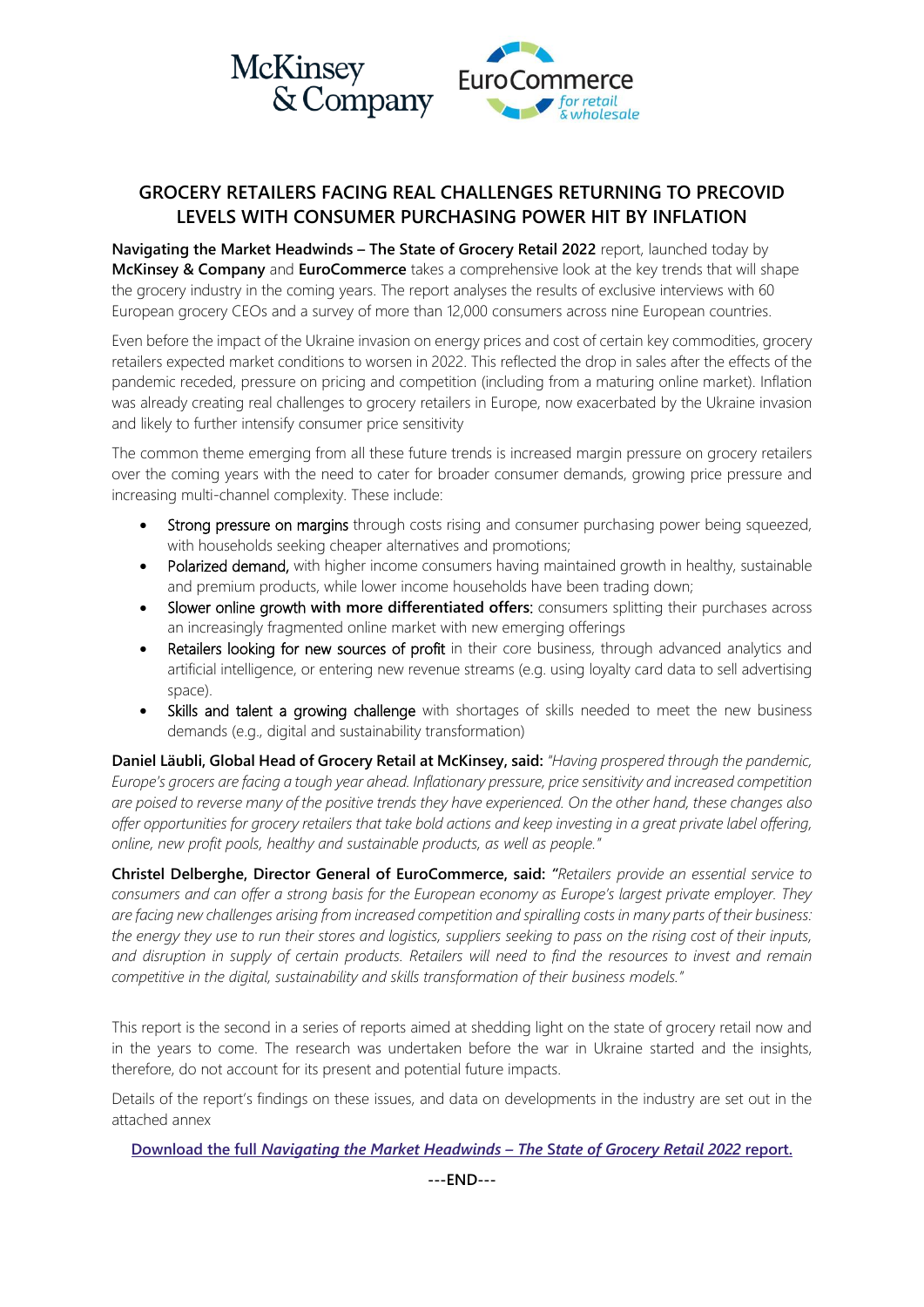# GROCERY RETAILERS FACING REAL CHALLENGES RETURNING TO PRECOVID LEVELS WITH CONSUMER PURCHASING POWER HIT BY INFLATION

**Navigating the Market Headwinds – The State of Grocery Retail 2022** report, launched today by **McKinsey & Company** and **EuroCommerce** takes a comprehensive look at the key trends that will shape the grocery industry in the coming years. The report analyses the results of exclusive interviews with 60 European grocery CEOs and a survey of more than 12,000 consumers across nine European countries.

Even before the impact of the Ukraine invasion on energy prices and cost of certain key commodities, grocery retailers expected market conditions to worsen in 2022. This reflected the drop in sales after the effects of the pandemic receded, pressure on pricing and competition (including from a maturing online market). Inflation was already creating real challenges to grocery retailers in Europe, now exacerbated by the Ukraine invasion and likely to further intensify consumer price sensitivity

The common theme emerging from all these future trends is increased margin pressure on grocery retailers over the coming years with the need to cater for broader consumer demands, growing price pressure and increasing multi-channel complexity. These include:

- Strong pressure on margins through costs rising and consumer purchasing power being squeezed, with households seeking cheaper alternatives and promotions;
- Polarized demand, with higher income consumers having maintained growth in healthy, sustainable and premium products, while lower income households have been trading down;
- Slower online growth with more differentiated offers: consumers splitting their purchases across an increasingly fragmented online market with new emerging offerings
- Retailers looking for new sources of profit in their core business, through advanced analytics and artificial intelligence, or entering new revenue streams (e.g. using loyalty card data to sell advertising space).
- Skills and talent a growing challenge with shortages of skills needed to meet the new business demands (e.g., digital and sustainability transformation)

**Daniel Läubli, Global Head of Grocery Retail at McKinsey, said:** *"Having prospered through the pandemic, Europe's grocers are facing a tough year ahead. Inflationary pressure, price sensitivity and increased competition are poised to reverse many of the positive trends they have experienced. On the other hand, these changes also offer opportunities for grocery retailers that take bold actions and keep investing in a great private label offering, online, new profit pools, healthy and sustainable products, as well as people."*

**Christel Delberghe, Director General of EuroCommerce, said: "***Retailers provide an essential service to consumers and can offer a strong basis for the European economy as Europe's largest private employer. They are facing new challenges arising from increased competition and spiralling costs in many parts of their business: the energy they use to run their stores and logistics, suppliers seeking to pass on the rising cost of their inputs, and disruption in supply of certain products. Retailers will need to find the resources to invest and remain competitive in the digital, sustainability and skills transformation of their business models."*

This report is the second in a series of reports aimed at shedding light on the state of grocery retail now and in the years to come. The research was undertaken before the war in Ukraine started and the insights, therefore, do not account for its present and potential future impacts.

Details of the report's findings on these issues, and data on developments in the industry are set out in the attached annex

**Download the full *Navigating the Market Headwinds – The State of Grocery Retail 2022* report.**

**---END---**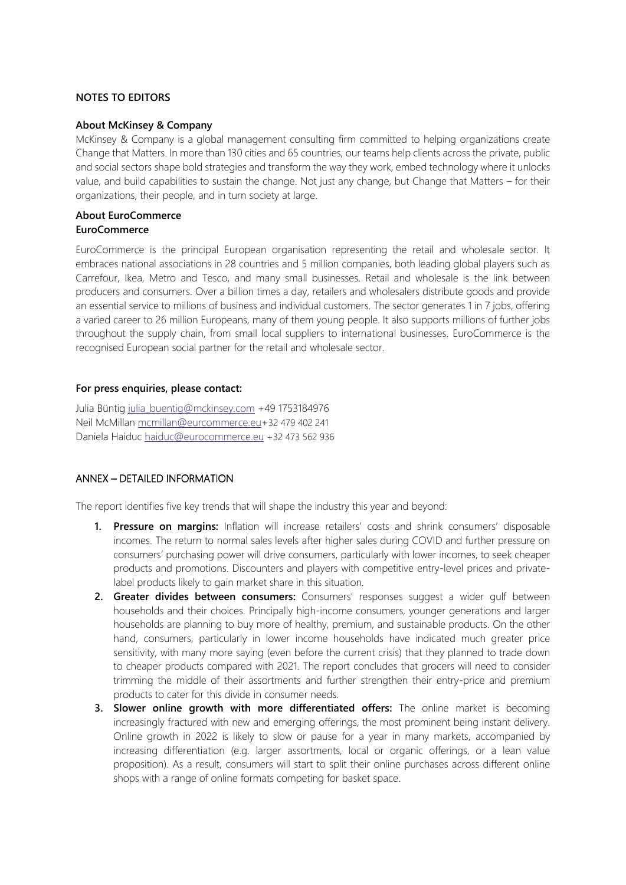**NOTES TO EDITORS**

**About McKinsey & Company**

McKinsey & Company is a global management consulting firm committed to helping organizations create Change that Matters. In more than 130 cities and 65 countries, our teams help clients across the private, public and social sectors shape bold strategies and transform the way they work, embed technology where it unlocks value, and build capabilities to sustain the change. Not just any change, but Change that Matters – for their organizations, their people, and in turn society at large.

**About EuroCommerce**

**EuroCommerce**

EuroCommerce is the principal European organisation representing the retail and wholesale sector. It embraces national associations in 28 countries and 5 million companies, both leading global players such as Carrefour, Ikea, Metro and Tesco, and many small businesses. Retail and wholesale is the link between producers and consumers. Over a billion times a day, retailers and wholesalers distribute goods and provide an essential service to millions of business and individual customers. The sector generates 1 in 7 jobs, offering a varied career to 26 million Europeans, many of them young people. It also supports millions of further jobs throughout the supply chain, from small local suppliers to international businesses. EuroCommerce is the recognised European social partner for the retail and wholesale sector.

**For press enquiries, please contact:**

Julia Büntig julia_buentig@mckinsey.com +49 1753184976
Neil McMillan mcmillan@eurcommerce.eu+32 479 402 241
Daniela Haiduc haiduc@eurocommerce.eu +32 473 562 936

## ANNEX – DETAILED INFORMATION

The report identifies five key trends that will shape the industry this year and beyond:

1. **Pressure on margins:** Inflation will increase retailers' costs and shrink consumers' disposable incomes. The return to normal sales levels after higher sales during COVID and further pressure on consumers' purchasing power will drive consumers, particularly with lower incomes, to seek cheaper products and promotions. Discounters and players with competitive entry-level prices and private-label products likely to gain market share in this situation.
2. **Greater divides between consumers:** Consumers' responses suggest a wider gulf between households and their choices. Principally high-income consumers, younger generations and larger households are planning to buy more of healthy, premium, and sustainable products. On the other hand, consumers, particularly in lower income households have indicated much greater price sensitivity, with many more saying (even before the current crisis) that they planned to trade down to cheaper products compared with 2021. The report concludes that grocers will need to consider trimming the middle of their assortments and further strengthen their entry-price and premium products to cater for this divide in consumer needs.
3. **Slower online growth with more differentiated offers:** The online market is becoming increasingly fractured with new and emerging offerings, the most prominent being instant delivery. Online growth in 2022 is likely to slow or pause for a year in many markets, accompanied by increasing differentiation (e.g. larger assortments, local or organic offerings, or a lean value proposition). As a result, consumers will start to split their online purchases across different online shops with a range of online formats competing for basket space.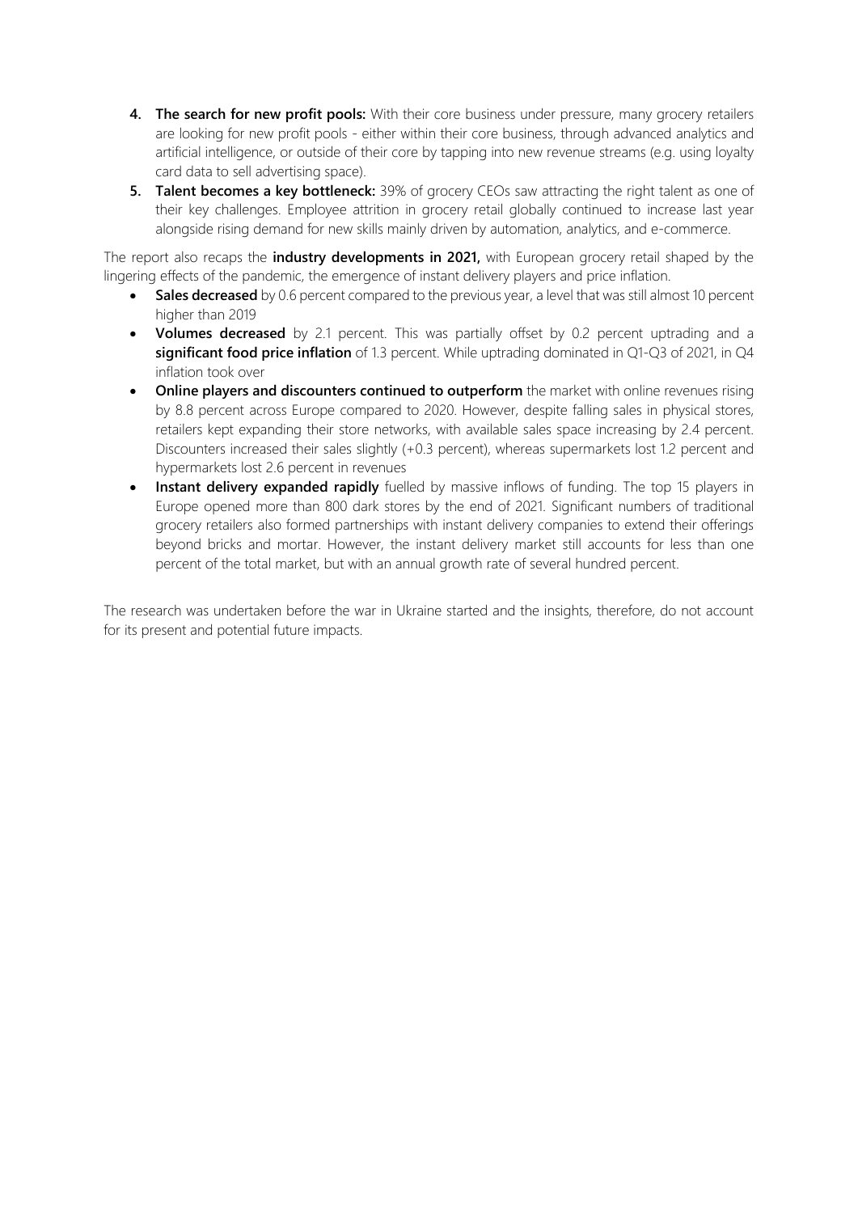4. **The search for new profit pools:** With their core business under pressure, many grocery retailers are looking for new profit pools - either within their core business, through advanced analytics and artificial intelligence, or outside of their core by tapping into new revenue streams (e.g. using loyalty card data to sell advertising space).
5. **Talent becomes a key bottleneck:** 39% of grocery CEOs saw attracting the right talent as one of their key challenges. Employee attrition in grocery retail globally continued to increase last year alongside rising demand for new skills mainly driven by automation, analytics, and e-commerce.

The report also recaps the **industry developments in 2021,** with European grocery retail shaped by the lingering effects of the pandemic, the emergence of instant delivery players and price inflation.

- **Sales decreased** by 0.6 percent compared to the previous year, a level that was still almost 10 percent higher than 2019
- **Volumes decreased** by 2.1 percent. This was partially offset by 0.2 percent uptrading and a **significant food price inflation** of 1.3 percent. While uptrading dominated in Q1-Q3 of 2021, in Q4 inflation took over
- **Online players and discounters continued to outperform** the market with online revenues rising by 8.8 percent across Europe compared to 2020. However, despite falling sales in physical stores, retailers kept expanding their store networks, with available sales space increasing by 2.4 percent. Discounters increased their sales slightly (+0.3 percent), whereas supermarkets lost 1.2 percent and hypermarkets lost 2.6 percent in revenues
- **Instant delivery expanded rapidly** fuelled by massive inflows of funding. The top 15 players in Europe opened more than 800 dark stores by the end of 2021. Significant numbers of traditional grocery retailers also formed partnerships with instant delivery companies to extend their offerings beyond bricks and mortar. However, the instant delivery market still accounts for less than one percent of the total market, but with an annual growth rate of several hundred percent.

The research was undertaken before the war in Ukraine started and the insights, therefore, do not account for its present and potential future impacts.